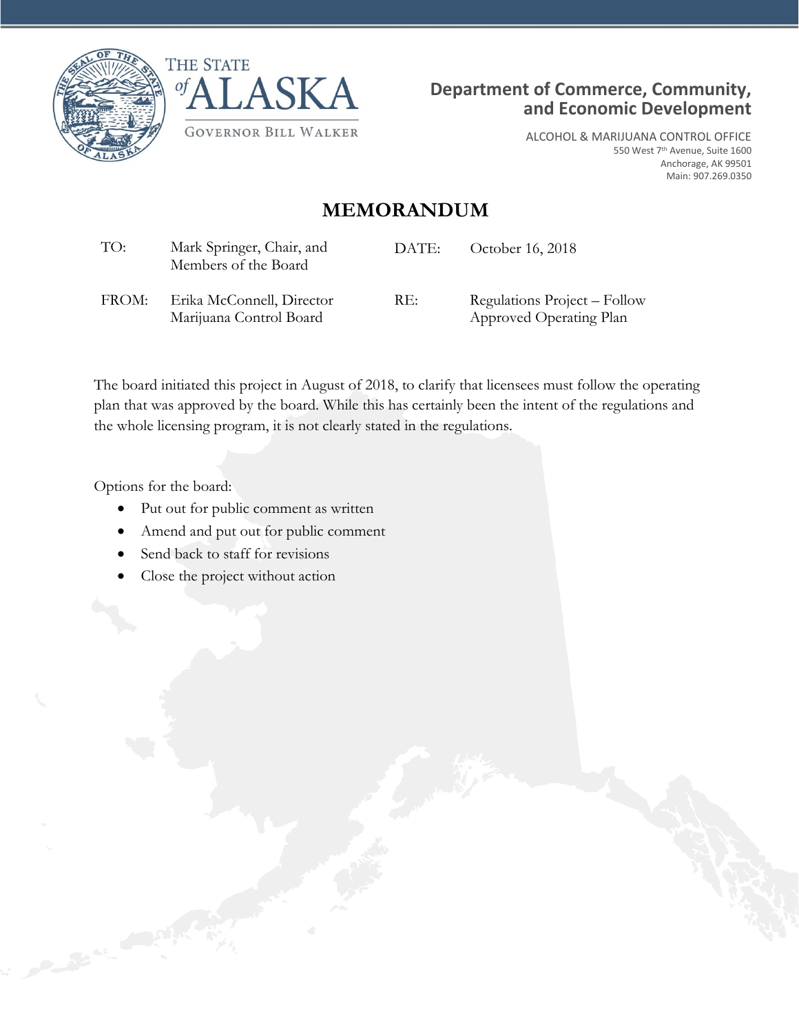THE STATE of ALASKA

GOVERNOR BILL WALKER

**Department of Commerce, Community, and Economic Development**

ALCOHOL & MARIJUANA CONTROL OFFICE
550 West 7th Avenue, Suite 1600
Anchorage, AK 99501
Main: 907.269.0350

# MEMORANDUM

| | | | |
|---|---|---|---|
| TO: | Mark Springer, Chair, and Members of the Board | DATE: | October 16, 2018 |
| FROM: | Erika McConnell, Director Marijuana Control Board | RE: | Regulations Project – Follow Approved Operating Plan |

The board initiated this project in August of 2018, to clarify that licensees must follow the operating plan that was approved by the board. While this has certainly been the intent of the regulations and the whole licensing program, it is not clearly stated in the regulations.

Options for the board:

- Put out for public comment as written
- Amend and put out for public comment
- Send back to staff for revisions
- Close the project without action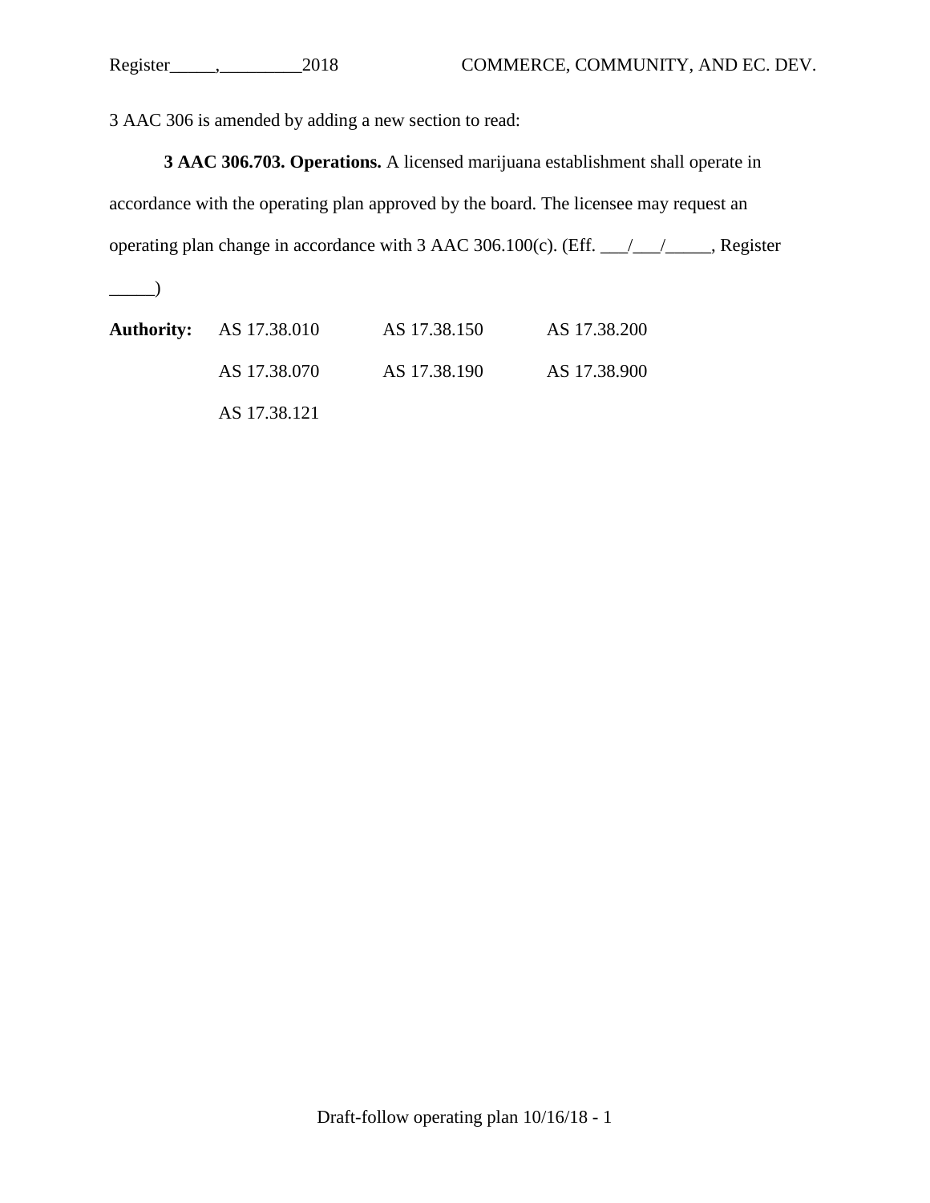3 AAC 306 is amended by adding a new section to read:

**3 AAC 306.703. Operations.** A licensed marijuana establishment shall operate in accordance with the operating plan approved by the board. The licensee may request an operating plan change in accordance with 3 AAC 306.100(c). (Eff. ___/___/_____, Register _____)

| | | | |
|---|---|---|---|
| **Authority:** | AS 17.38.010 | AS 17.38.150 | AS 17.38.200 |
| | AS 17.38.070 | AS 17.38.190 | AS 17.38.900 |
| | AS 17.38.121 | | |